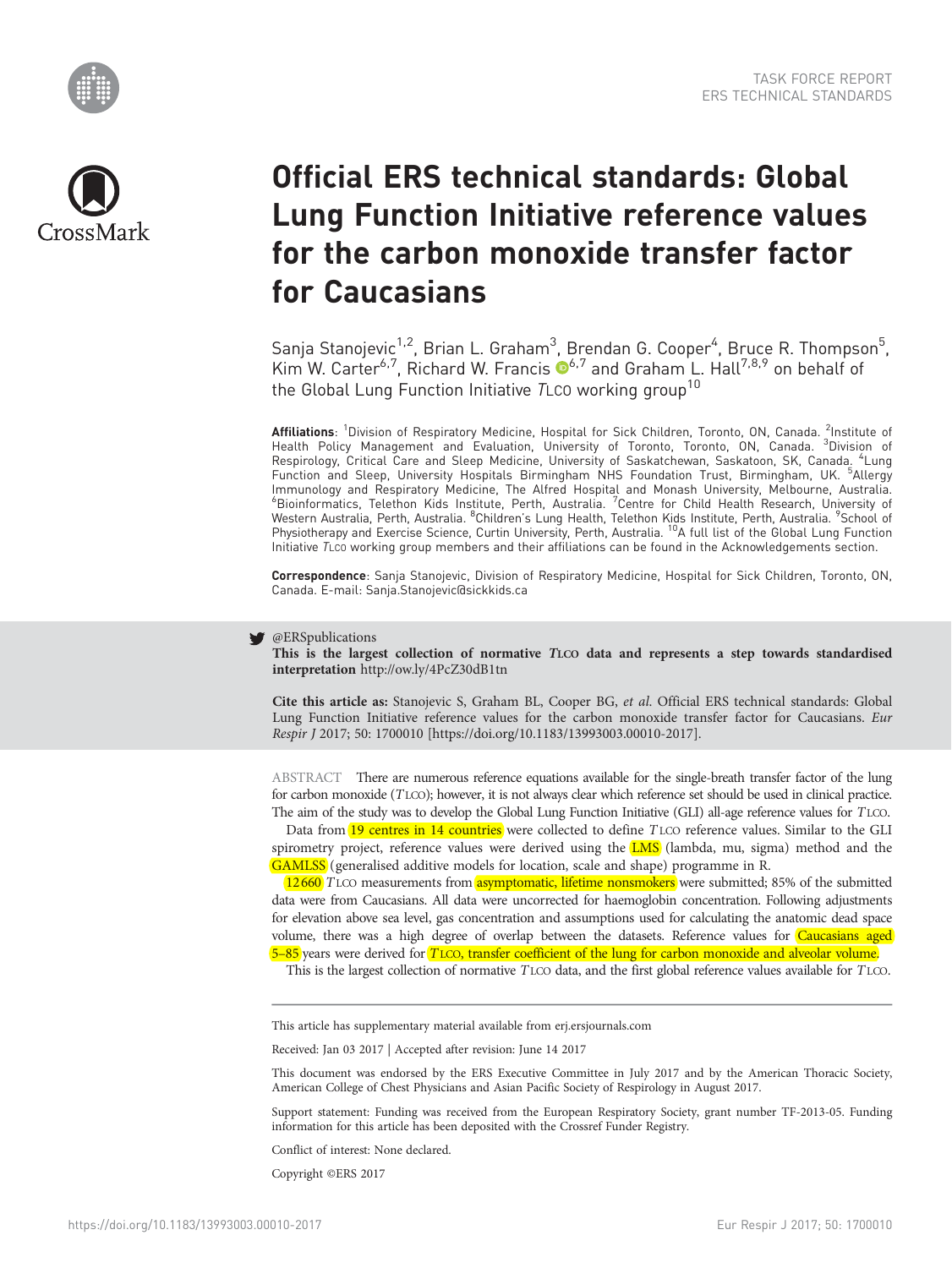TASK FORCE REPORT
ERS TECHNICAL STANDARDS

# Official ERS technical standards: Global Lung Function Initiative reference values for the carbon monoxide transfer factor for Caucasians

Sanja Stanojevic[1,2], Brian L. Graham[3], Brendan G. Cooper[4], Bruce R. Thompson[5], Kim W. Carter[6,7], Richard W. Francis[6,7] and Graham L. Hall[7,8,9] on behalf of the Global Lung Function Initiative *T*LCO working group[10]

**Affiliations**: [1]Division of Respiratory Medicine, Hospital for Sick Children, Toronto, ON, Canada. [2]Institute of Health Policy Management and Evaluation, University of Toronto, Toronto, ON, Canada. [3]Division of Respirology, Critical Care and Sleep Medicine, University of Saskatchewan, Saskatoon, SK, Canada. [4]Lung Function and Sleep, University Hospitals Birmingham NHS Foundation Trust, Birmingham, UK. [5]Allergy Immunology and Respiratory Medicine, The Alfred Hospital and Monash University, Melbourne, Australia. [6]Bioinformatics, Telethon Kids Institute, Perth, Australia. [7]Centre for Child Health Research, University of Western Australia, Perth, Australia. [8]Children's Lung Health, Telethon Kids Institute, Perth, Australia. [9]School of Physiotherapy and Exercise Science, Curtin University, Perth, Australia. [10]A full list of the Global Lung Function Initiative *T*LCO working group members and their affiliations can be found in the Acknowledgements section.

**Correspondence**: Sanja Stanojevic, Division of Respiratory Medicine, Hospital for Sick Children, Toronto, ON, Canada. E-mail: Sanja.Stanojevic@sickkids.ca

@ERSpublications
**This is the largest collection of normative *T*LCO data and represents a step towards standardised interpretation** http://ow.ly/4PcZ30dB1tn

**Cite this article as:** Stanojevic S, Graham BL, Cooper BG, *et al.* Official ERS technical standards: Global Lung Function Initiative reference values for the carbon monoxide transfer factor for Caucasians. *Eur Respir J* 2017; 50: 1700010 [https://doi.org/10.1183/13993003.00010-2017].

ABSTRACT There are numerous reference equations available for the single-breath transfer factor of the lung for carbon monoxide (*T*LCO); however, it is not always clear which reference set should be used in clinical practice. The aim of the study was to develop the Global Lung Function Initiative (GLI) all-age reference values for *T*LCO.

Data from 19 centres in 14 countries were collected to define *T*LCO reference values. Similar to the GLI spirometry project, reference values were derived using the LMS (lambda, mu, sigma) method and the GAMLSS (generalised additive models for location, scale and shape) programme in R.

12 660 *T*LCO measurements from asymptomatic, lifetime nonsmokers were submitted; 85% of the submitted data were from Caucasians. All data were uncorrected for haemoglobin concentration. Following adjustments for elevation above sea level, gas concentration and assumptions used for calculating the anatomic dead space volume, there was a high degree of overlap between the datasets. Reference values for Caucasians aged 5–85 years were derived for *T*LCO, transfer coefficient of the lung for carbon monoxide and alveolar volume.

This is the largest collection of normative *T*LCO data, and the first global reference values available for *T*LCO.

This article has supplementary material available from erj.ersjournals.com

Received: Jan 03 2017 | Accepted after revision: June 14 2017

This document was endorsed by the ERS Executive Committee in July 2017 and by the American Thoracic Society, American College of Chest Physicians and Asian Pacific Society of Respirology in August 2017.

Support statement: Funding was received from the European Respiratory Society, grant number TF-2013-05. Funding information for this article has been deposited with the Crossref Funder Registry.

Conflict of interest: None declared.

Copyright ©ERS 2017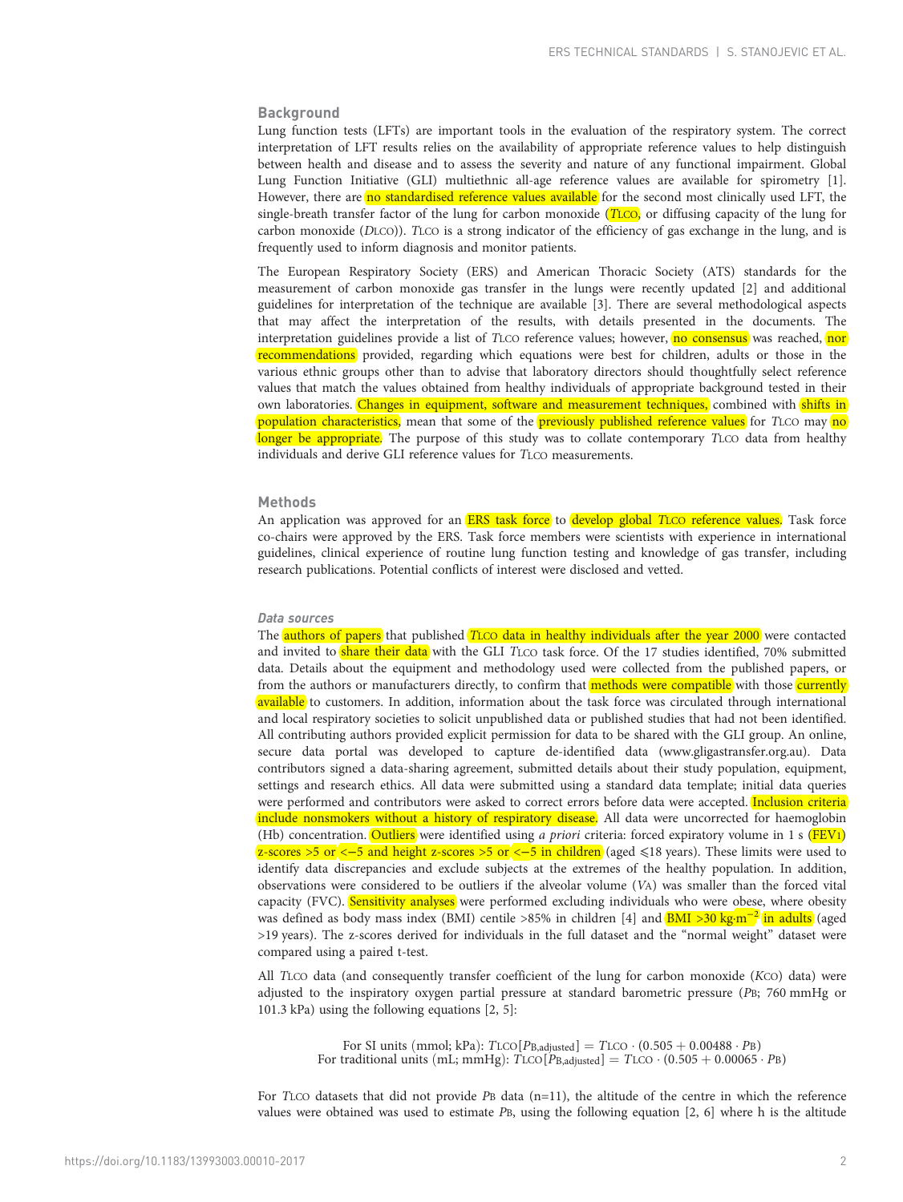## Background

Lung function tests (LFTs) are important tools in the evaluation of the respiratory system. The correct interpretation of LFT results relies on the availability of appropriate reference values to help distinguish between health and disease and to assess the severity and nature of any functional impairment. Global Lung Function Initiative (GLI) multiethnic all-age reference values are available for spirometry [1]. However, there are no standardised reference values available for the second most clinically used LFT, the single-breath transfer factor of the lung for carbon monoxide ($T_{LCO}$, or diffusing capacity of the lung for carbon monoxide ($D_{LCO}$)). $T_{LCO}$ is a strong indicator of the efficiency of gas exchange in the lung, and is frequently used to inform diagnosis and monitor patients.

The European Respiratory Society (ERS) and American Thoracic Society (ATS) standards for the measurement of carbon monoxide gas transfer in the lungs were recently updated [2] and additional guidelines for interpretation of the technique are available [3]. There are several methodological aspects that may affect the interpretation of the results, with details presented in the documents. The interpretation guidelines provide a list of $T_{LCO}$ reference values; however, no consensus was reached, nor recommendations provided, regarding which equations were best for children, adults or those in the various ethnic groups other than to advise that laboratory directors should thoughtfully select reference values that match the values obtained from healthy individuals of appropriate background tested in their own laboratories. Changes in equipment, software and measurement techniques, combined with shifts in population characteristics, mean that some of the previously published reference values for $T_{LCO}$ may no longer be appropriate. The purpose of this study was to collate contemporary $T_{LCO}$ data from healthy individuals and derive GLI reference values for $T_{LCO}$ measurements.

## Methods

An application was approved for an ERS task force to develop global $T_{LCO}$ reference values. Task force co-chairs were approved by the ERS. Task force members were scientists with experience in international guidelines, clinical experience of routine lung function testing and knowledge of gas transfer, including research publications. Potential conflicts of interest were disclosed and vetted.

### *Data sources*

The authors of papers that published $T_{LCO}$ data in healthy individuals after the year 2000 were contacted and invited to share their data with the GLI $T_{LCO}$ task force. Of the 17 studies identified, 70% submitted data. Details about the equipment and methodology used were collected from the published papers, or from the authors or manufacturers directly, to confirm that methods were compatible with those currently available to customers. In addition, information about the task force was circulated through international and local respiratory societies to solicit unpublished data or published studies that had not been identified. All contributing authors provided explicit permission for data to be shared with the GLI group. An online, secure data portal was developed to capture de-identified data (www.gligastransfer.org.au). Data contributors signed a data-sharing agreement, submitted details about their study population, equipment, settings and research ethics. All data were submitted using a standard data template; initial data queries were performed and contributors were asked to correct errors before data were accepted. Inclusion criteria include nonsmokers without a history of respiratory disease. All data were uncorrected for haemoglobin (Hb) concentration. Outliers were identified using *a priori* criteria: forced expiratory volume in 1 s ($FEV_1$) z-scores >5 or <−5 and height z-scores >5 or <−5 in children (aged ⩽18 years). These limits were used to identify data discrepancies and exclude subjects at the extremes of the healthy population. In addition, observations were considered to be outliers if the alveolar volume ($V_A$) was smaller than the forced vital capacity (FVC). Sensitivity analyses were performed excluding individuals who were obese, where obesity was defined as body mass index (BMI) centile >85% in children [4] and BMI >30 $kg \cdot m^{-2}$ in adults (aged >19 years). The z-scores derived for individuals in the full dataset and the "normal weight" dataset were compared using a paired t-test.

All $T_{LCO}$ data (and consequently transfer coefficient of the lung for carbon monoxide ($K_{CO}$) data) were adjusted to the inspiratory oxygen partial pressure at standard barometric pressure ($P_B$; 760 mmHg or 101.3 kPa) using the following equations [2, 5]:

$$\text{For SI units (mmol; kPa): } T_{LCO}[P_{B,\text{adjusted}}] = T_{LCO} \cdot (0.505 + 0.00488 \cdot P_B)$$
$$\text{For traditional units (mL; mmHg): } T_{LCO}[P_{B,\text{adjusted}}] = T_{LCO} \cdot (0.505 + 0.00065 \cdot P_B)$$

For $T_{LCO}$ datasets that did not provide $P_B$ data (n=11), the altitude of the centre in which the reference values were obtained was used to estimate $P_B$, using the following equation [2, 6] where h is the altitude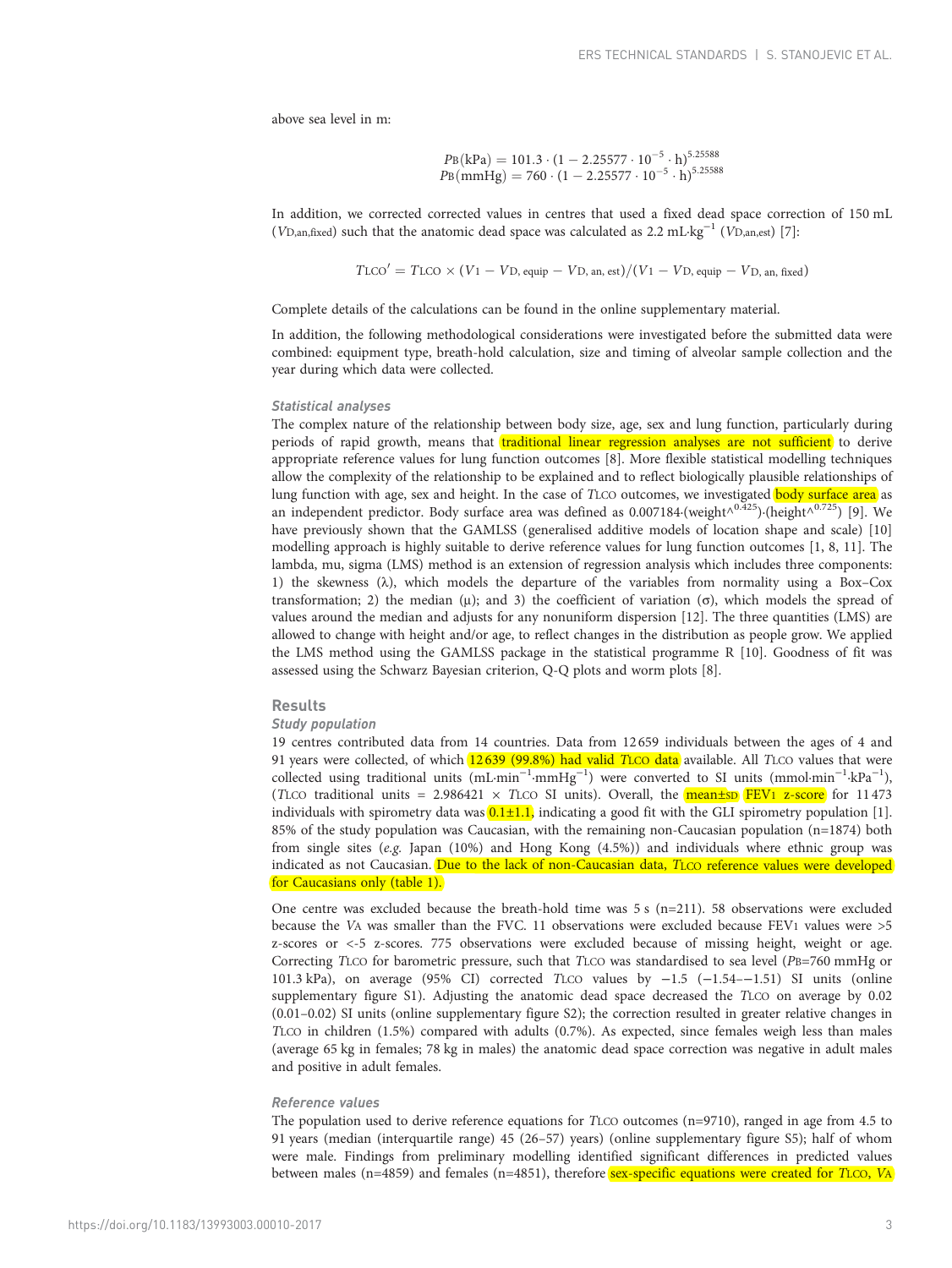above sea level in m:

$$P_B(\text{kPa}) = 101.3 \cdot (1 - 2.25577 \cdot 10^{-5} \cdot \text{h})^{5.25588}$$
$$P_B(\text{mmHg}) = 760 \cdot (1 - 2.25577 \cdot 10^{-5} \cdot \text{h})^{5.25588}$$

In addition, we corrected corrected values in centres that used a fixed dead space correction of 150 mL ($V_{D,an,fixed}$) such that the anatomic dead space was calculated as 2.2 mL·kg$^{-1}$ ($V_{D,an,est}$) [7]:

$$T_{LCO}' = T_{LCO} \times (V_I - V_{D,\text{ equip}} - V_{D,\text{ an, est}})/(V_I - V_{D,\text{ equip}} - V_{D,\text{ an, fixed}})$$

Complete details of the calculations can be found in the online supplementary material.

In addition, the following methodological considerations were investigated before the submitted data were combined: equipment type, breath-hold calculation, size and timing of alveolar sample collection and the year during which data were collected.

### Statistical analyses

The complex nature of the relationship between body size, age, sex and lung function, particularly during periods of rapid growth, means that traditional linear regression analyses are not sufficient to derive appropriate reference values for lung function outcomes [8]. More flexible statistical modelling techniques allow the complexity of the relationship to be explained and to reflect biologically plausible relationships of lung function with age, sex and height. In the case of $T_{LCO}$ outcomes, we investigated body surface area as an independent predictor. Body surface area was defined as 0.007184·(weight^$^{0.425}$)·(height^$^{0.725}$) [9]. We have previously shown that the GAMLSS (generalised additive models of location shape and scale) [10] modelling approach is highly suitable to derive reference values for lung function outcomes [1, 8, 11]. The lambda, mu, sigma (LMS) method is an extension of regression analysis which includes three components: 1) the skewness (λ), which models the departure of the variables from normality using a Box–Cox transformation; 2) the median (μ); and 3) the coefficient of variation (σ), which models the spread of values around the median and adjusts for any nonuniform dispersion [12]. The three quantities (LMS) are allowed to change with height and/or age, to reflect changes in the distribution as people grow. We applied the LMS method using the GAMLSS package in the statistical programme R [10]. Goodness of fit was assessed using the Schwarz Bayesian criterion, Q-Q plots and worm plots [8].

## Results

### Study population

19 centres contributed data from 14 countries. Data from 12 659 individuals between the ages of 4 and 91 years were collected, of which 12 639 (99.8%) had valid $T_{LCO}$ data available. All $T_{LCO}$ values that were collected using traditional units (mL·min$^{-1}$·mmHg$^{-1}$) were converted to SI units (mmol·min$^{-1}$·kPa$^{-1}$), ($T_{LCO}$ traditional units = 2.986421 × $T_{LCO}$ SI units). Overall, the mean±SD $FEV_1$ z-score for 11 473 individuals with spirometry data was 0.1±1.1, indicating a good fit with the GLI spirometry population [1]. 85% of the study population was Caucasian, with the remaining non-Caucasian population (n=1874) both from single sites (*e.g.* Japan (10%) and Hong Kong (4.5%)) and individuals where ethnic group was indicated as not Caucasian. Due to the lack of non-Caucasian data, $T_{LCO}$ reference values were developed for Caucasians only (table 1).

One centre was excluded because the breath-hold time was 5 s (n=211). 58 observations were excluded because the $V_A$ was smaller than the FVC. 11 observations were excluded because $FEV_1$ values were >5 z-scores or <-5 z-scores. 775 observations were excluded because of missing height, weight or age. Correcting $T_{LCO}$ for barometric pressure, such that $T_{LCO}$ was standardised to sea level ($P_B$=760 mmHg or 101.3 kPa), on average (95% CI) corrected $T_{LCO}$ values by −1.5 (−1.54–−1.51) SI units (online supplementary figure S1). Adjusting the anatomic dead space decreased the $T_{LCO}$ on average by 0.02 (0.01–0.02) SI units (online supplementary figure S2); the correction resulted in greater relative changes in $T_{LCO}$ in children (1.5%) compared with adults (0.7%). As expected, since females weigh less than males (average 65 kg in females; 78 kg in males) the anatomic dead space correction was negative in adult males and positive in adult females.

### Reference values

The population used to derive reference equations for $T_{LCO}$ outcomes (n=9710), ranged in age from 4.5 to 91 years (median (interquartile range) 45 (26–57) years) (online supplementary figure S5); half of whom were male. Findings from preliminary modelling identified significant differences in predicted values between males (n=4859) and females (n=4851), therefore sex-specific equations were created for $T_{LCO}$, $V_A$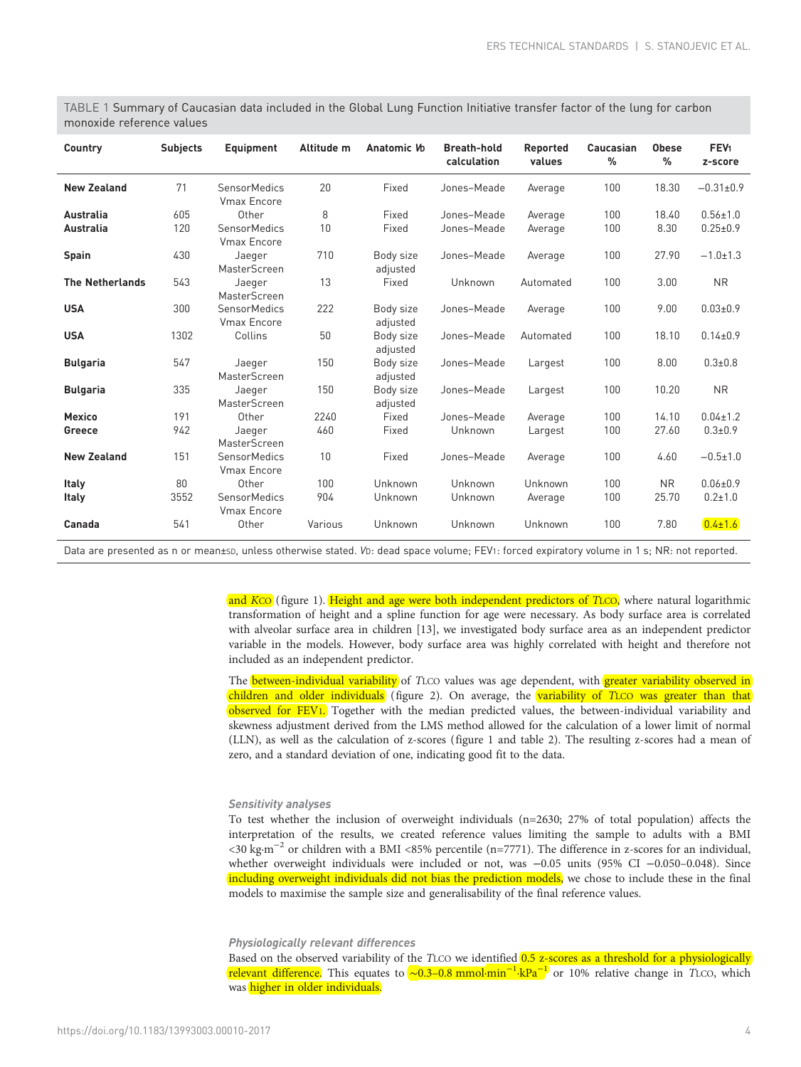TABLE 1 Summary of Caucasian data included in the Global Lung Function Initiative transfer factor of the lung for carbon monoxide reference values

| Country | Subjects | Equipment | Altitude m | Anatomic $V_D$ | Breath-hold calculation | Reported values | Caucasian % | Obese % | $FEV_1$ z-score |
|---|---|---|---|---|---|---|---|---|---|
| **New Zealand** | 71 | SensorMedics Vmax Encore | 20 | Fixed | Jones–Meade | Average | 100 | 18.30 | −0.31±0.9 |
| **Australia** | 605 | Other | 8 | Fixed | Jones–Meade | Average | 100 | 18.40 | 0.56±1.0 |
| **Australia** | 120 | SensorMedics Vmax Encore | 10 | Fixed | Jones–Meade | Average | 100 | 8.30 | 0.25±0.9 |
| **Spain** | 430 | Jaeger MasterScreen | 710 | Body size adjusted | Jones–Meade | Average | 100 | 27.90 | −1.0±1.3 |
| **The Netherlands** | 543 | Jaeger MasterScreen | 13 | Fixed | Unknown | Automated | 100 | 3.00 | NR |
| **USA** | 300 | SensorMedics Vmax Encore | 222 | Body size adjusted | Jones–Meade | Average | 100 | 9.00 | 0.03±0.9 |
| **USA** | 1302 | Collins | 50 | Body size adjusted | Jones–Meade | Automated | 100 | 18.10 | 0.14±0.9 |
| **Bulgaria** | 547 | Jaeger MasterScreen | 150 | Body size adjusted | Jones–Meade | Largest | 100 | 8.00 | 0.3±0.8 |
| **Bulgaria** | 335 | Jaeger MasterScreen | 150 | Body size adjusted | Jones–Meade | Largest | 100 | 10.20 | NR |
| **Mexico** | 191 | Other | 2240 | Fixed | Jones–Meade | Average | 100 | 14.10 | 0.04±1.2 |
| **Greece** | 942 | Jaeger MasterScreen | 460 | Fixed | Unknown | Largest | 100 | 27.60 | 0.3±0.9 |
| **New Zealand** | 151 | SensorMedics Vmax Encore | 10 | Fixed | Jones–Meade | Average | 100 | 4.60 | −0.5±1.0 |
| **Italy** | 80 | Other | 100 | Unknown | Unknown | Unknown | 100 | NR | 0.06±0.9 |
| **Italy** | 3552 | SensorMedics Vmax Encore | 904 | Unknown | Unknown | Average | 100 | 25.70 | 0.2±1.0 |
| **Canada** | 541 | Other | Various | Unknown | Unknown | Unknown | 100 | 7.80 | 0.4±1.6 |

Data are presented as n or mean±SD, unless otherwise stated. $V_D$: dead space volume; $FEV_1$: forced expiratory volume in 1 s; NR: not reported.

and $K_{CO}$ (figure 1). Height and age were both independent predictors of $T_{LCO}$, where natural logarithmic transformation of height and a spline function for age were necessary. As body surface area is correlated with alveolar surface area in children [13], we investigated body surface area as an independent predictor variable in the models. However, body surface area was highly correlated with height and therefore not included as an independent predictor.

The between-individual variability of $T_{LCO}$ values was age dependent, with greater variability observed in children and older individuals (figure 2). On average, the variability of $T_{LCO}$ was greater than that observed for $FEV_1$. Together with the median predicted values, the between-individual variability and skewness adjustment derived from the LMS method allowed for the calculation of a lower limit of normal (LLN), as well as the calculation of z-scores (figure 1 and table 2). The resulting z-scores had a mean of zero, and a standard deviation of one, indicating good fit to the data.

### Sensitivity analyses

To test whether the inclusion of overweight individuals (n=2630; 27% of total population) affects the interpretation of the results, we created reference values limiting the sample to adults with a BMI <30 $kg \cdot m^{-2}$ or children with a BMI <85% percentile (n=7771). The difference in z-scores for an individual, whether overweight individuals were included or not, was −0.05 units (95% CI −0.050–0.048). Since including overweight individuals did not bias the prediction models, we chose to include these in the final models to maximise the sample size and generalisability of the final reference values.

### Physiologically relevant differences

Based on the observed variability of the $T_{LCO}$ we identified 0.5 z-scores as a threshold for a physiologically relevant difference. This equates to ~0.3–0.8 $mmol \cdot min^{-1} \cdot kPa^{-1}$ or 10% relative change in $T_{LCO}$, which was higher in older individuals.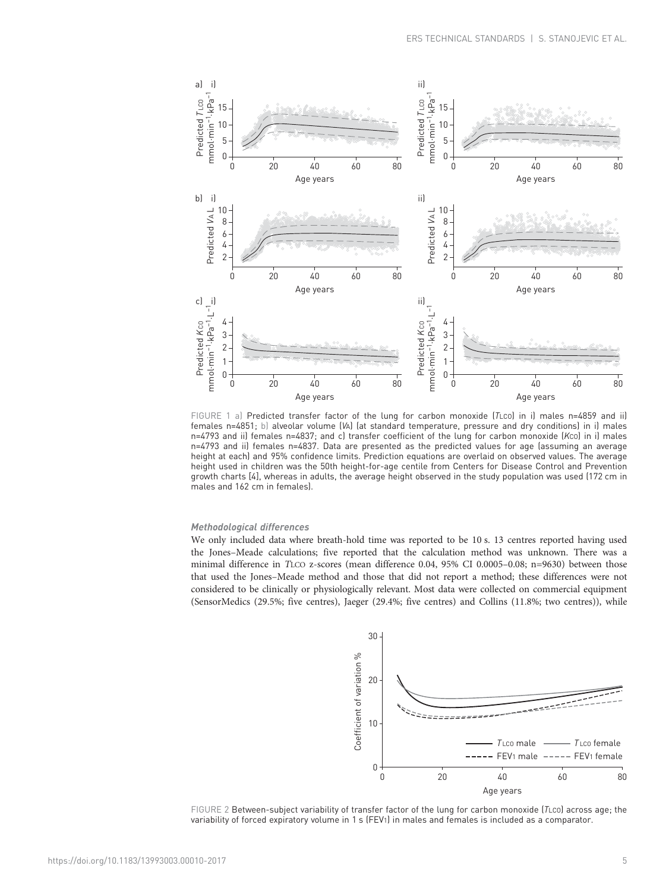FIGURE 1 a) Predicted transfer factor of the lung for carbon monoxide ($T_{LCO}$) in i) males n=4859 and ii) females n=4851; b) alveolar volume ($V_A$) (at standard temperature, pressure and dry conditions) in i) males n=4793 and ii) females n=4837; and c) transfer coefficient of the lung for carbon monoxide ($K_{CO}$) in i) males n=4793 and ii) females n=4837. Data are presented as the predicted values for age (assuming an average height at each) and 95% confidence limits. Prediction equations are overlaid on observed values. The average height used in children was the 50th height-for-age centile from Centers for Disease Control and Prevention growth charts [4], whereas in adults, the average height observed in the study population was used (172 cm in males and 162 cm in females).

### *Methodological differences*

We only included data where breath-hold time was reported to be 10 s. 13 centres reported having used the Jones–Meade calculations; five reported that the calculation method was unknown. There was a minimal difference in $T_{LCO}$ z-scores (mean difference 0.04, 95% CI 0.0005–0.08; n=9630) between those that used the Jones–Meade method and those that did not report a method; these differences were not considered to be clinically or physiologically relevant. Most data were collected on commercial equipment (SensorMedics (29.5%; five centres), Jaeger (29.4%; five centres) and Collins (11.8%; two centres)), while

FIGURE 2 Between-subject variability of transfer factor of the lung for carbon monoxide ($T_{LCO}$) across age; the variability of forced expiratory volume in 1 s ($FEV_1$) in males and females is included as a comparator.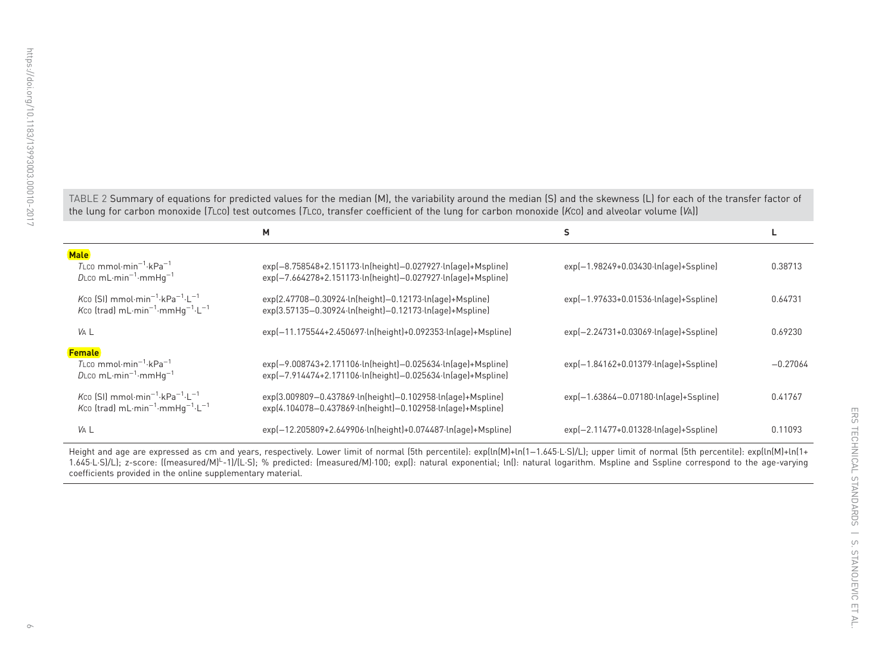TABLE 2 Summary of equations for predicted values for the median (M), the variability around the median (S) and the skewness (L) for each of the transfer factor of the lung for carbon monoxide (*T*LCO) test outcomes (*T*LCO, transfer coefficient of the lung for carbon monoxide (*K*CO) and alveolar volume (*V*A))

| | M | S | L |
|---|---|---|---|
| **Male** | | | |
| *T*LCO $mmol \cdot min^{-1} \cdot kPa^{-1}$ | exp(−8.758548+2.151173·ln(height)−0.027927·ln(age)+Mspline) | exp(−1.98249+0.03430·ln(age)+Sspline) | 0.38713 |
| *D*LCO $mL \cdot min^{-1} \cdot mmHg^{-1}$ | exp(−7.664278+2.151173·ln(height)−0.027927·ln(age)+Mspline) | | |
| *K*CO (SI) $mmol \cdot min^{-1} \cdot kPa^{-1} \cdot L^{-1}$ | exp(2.47708−0.30924·ln(height)−0.12173·ln(age)+Mspline) | exp(−1.97633+0.01536·ln(age)+Sspline) | 0.64731 |
| *K*CO (trad) $mL \cdot min^{-1} \cdot mmHg^{-1} \cdot L^{-1}$ | exp(3.57135−0.30924·ln(height)−0.12173·ln(age)+Mspline) | | |
| *V*A L | exp(−11.175544+2.450697·ln(height)+0.092353·ln(age)+Mspline) | exp(−2.24731+0.03069·ln(age)+Sspline) | 0.69230 |
| **Female** | | | |
| *T*LCO $mmol \cdot min^{-1} \cdot kPa^{-1}$ | exp(−9.008743+2.171106·ln(height)−0.025634·ln(age)+Mspline) | exp(−1.84162+0.01379·ln(age)+Sspline) | −0.27064 |
| *D*LCO $mL \cdot min^{-1} \cdot mmHg^{-1}$ | exp(−7.914474+2.171106·ln(height)−0.025634·ln(age)+Mspline) | | |
| *K*CO (SI) $mmol \cdot min^{-1} \cdot kPa^{-1} \cdot L^{-1}$ | exp(3.009809−0.437869·ln(height)−0.102958·ln(age)+Mspline) | exp(−1.63864−0.07180·ln(age)+Sspline) | 0.41767 |
| *K*CO (trad) $mL \cdot min^{-1} \cdot mmHg^{-1} \cdot L^{-1}$ | exp(4.104078−0.437869·ln(height)−0.102958·ln(age)+Mspline) | | |
| *V*A L | exp(−12.205809+2.649906·ln(height)+0.074487·ln(age)+Mspline) | exp(−2.11477+0.01328·ln(age)+Sspline) | 0.11093 |

Height and age are expressed as cm and years, respectively. Lower limit of normal (5th percentile): exp(ln(M)+ln(1−1.645·L·S)/L); upper limit of normal (5th percentile): exp(ln(M)+ln(1+1.645·L·S)/L); z-score: ((measured/M)$^{L}$-1)/(L·S); % predicted: (measured/M)·100; exp(): natural exponential; ln(): natural logarithm. Mspline and Sspline correspond to the age-varying coefficients provided in the online supplementary material.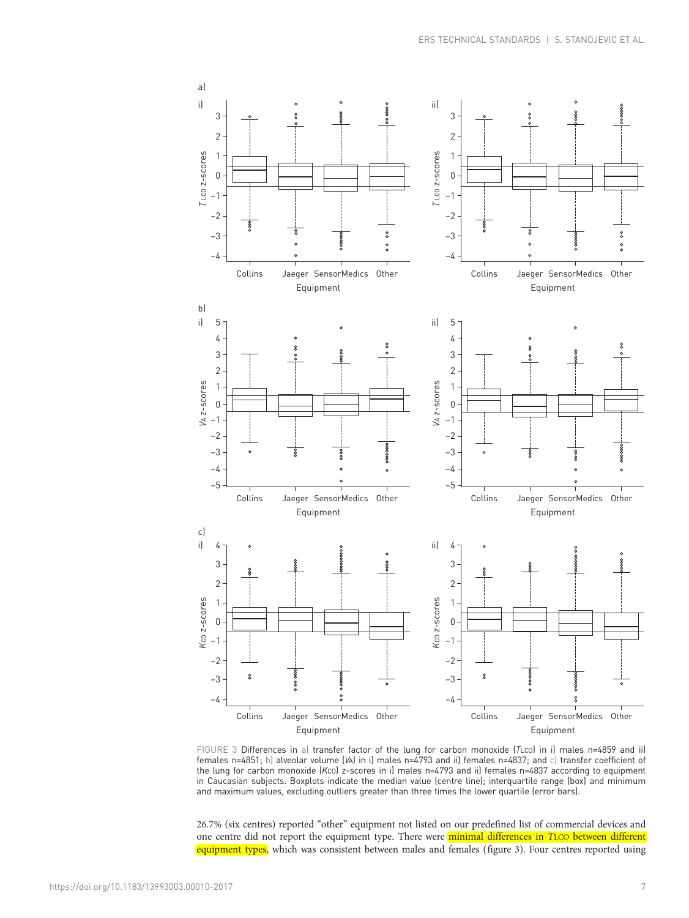FIGURE 3 Differences in a) transfer factor of the lung for carbon monoxide ($T_{LCO}$) in i) males n=4859 and ii) females n=4851; b) alveolar volume ($V_A$) in i) males n=4793 and ii) females n=4837; and c) transfer coefficient of the lung for carbon monoxide ($K_{CO}$) z-scores in i) males n=4793 and ii) females n=4837 according to equipment in Caucasian subjects. Boxplots indicate the median value (centre line); interquartile range (box) and minimum and maximum values, excluding outliers greater than three times the lower quartile (error bars).

26.7% (six centres) reported "other" equipment not listed on our predefined list of commercial devices and one centre did not report the equipment type. There were minimal differences in $T_{LCO}$ between different equipment types, which was consistent between males and females (figure 3). Four centres reported using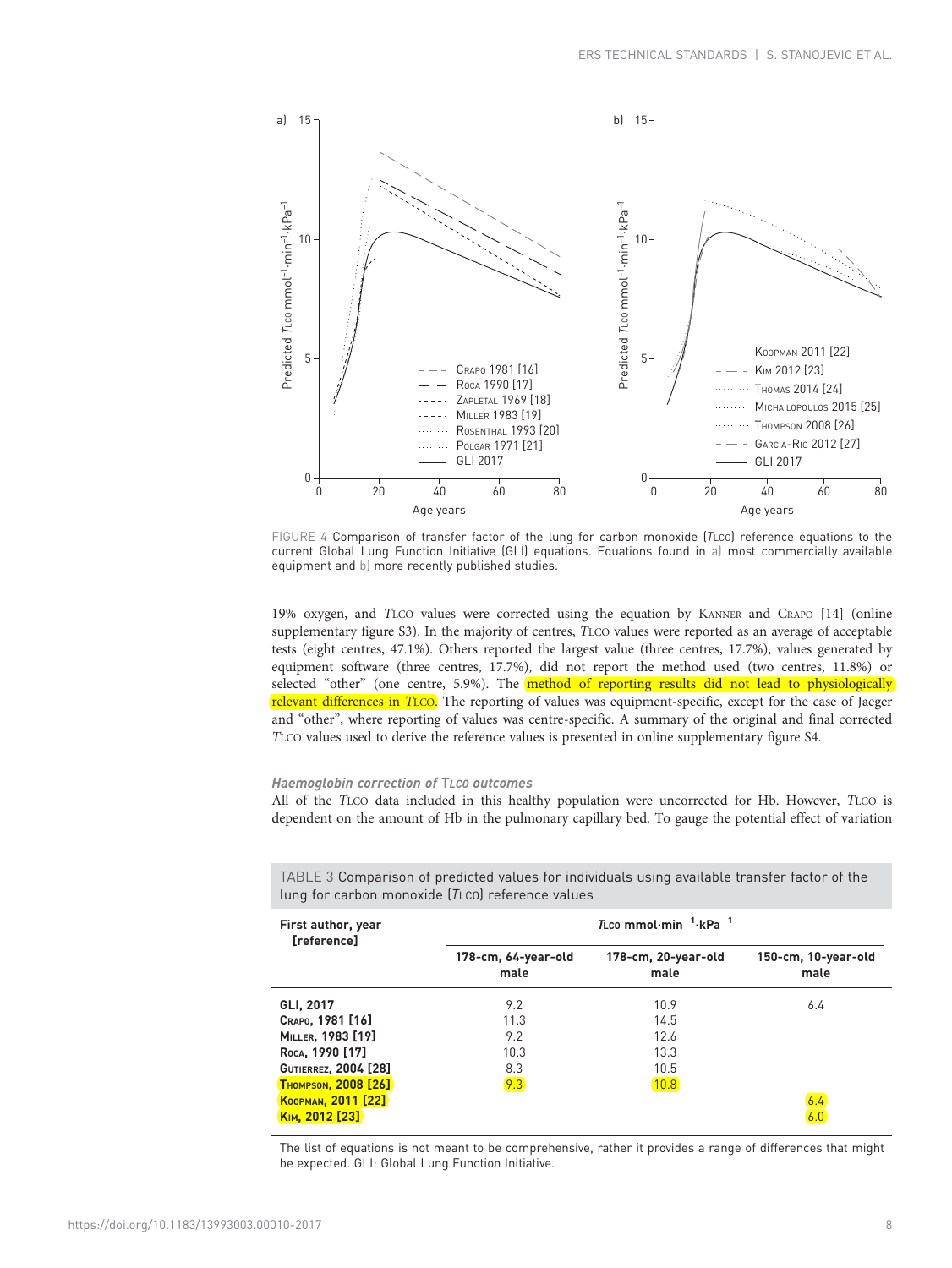FIGURE 4 Comparison of transfer factor of the lung for carbon monoxide (*T*LCO) reference equations to the current Global Lung Function Initiative (GLI) equations. Equations found in a) most commercially available equipment and b) more recently published studies.

19% oxygen, and *T*LCO values were corrected using the equation by KANNER and CRAPO [14] (online supplementary figure S3). In the majority of centres, *T*LCO values were reported as an average of acceptable tests (eight centres, 47.1%). Others reported the largest value (three centres, 17.7%), values generated by equipment software (three centres, 17.7%), did not report the method used (two centres, 11.8%) or selected "other" (one centre, 5.9%). The method of reporting results did not lead to physiologically relevant differences in *T*LCO. The reporting of values was equipment-specific, except for the case of Jaeger and "other", where reporting of values was centre-specific. A summary of the original and final corrected *T*LCO values used to derive the reference values is presented in online supplementary figure S4.

#### *Haemoglobin correction of T*LCO *outcomes*

All of the *T*LCO data included in this healthy population were uncorrected for Hb. However, *T*LCO is dependent on the amount of Hb in the pulmonary capillary bed. To gauge the potential effect of variation

TABLE 3 Comparison of predicted values for individuals using available transfer factor of the lung for carbon monoxide (*T*LCO) reference values

| First author, year [reference] | *T*LCO $mmol \cdot min^{-1} \cdot kPa^{-1}$ | | |
|---|---|---|---|
| | 178-cm, 64-year-old male | 178-cm, 20-year-old male | 150-cm, 10-year-old male |
| GLI, 2017 | 9.2 | 10.9 | 6.4 |
| CRAPO, 1981 [16] | 11.3 | 14.5 | |
| MILLER, 1983 [19] | 9.2 | 12.6 | |
| ROCA, 1990 [17] | 10.3 | 13.3 | |
| GUTIERREZ, 2004 [28] | 8.3 | 10.5 | |
| THOMPSON, 2008 [26] | 9.3 | 10.8 | |
| KOOPMAN, 2011 [22] | | | 6.4 |
| KIM, 2012 [23] | | | 6.0 |

The list of equations is not meant to be comprehensive, rather it provides a range of differences that might be expected. GLI: Global Lung Function Initiative.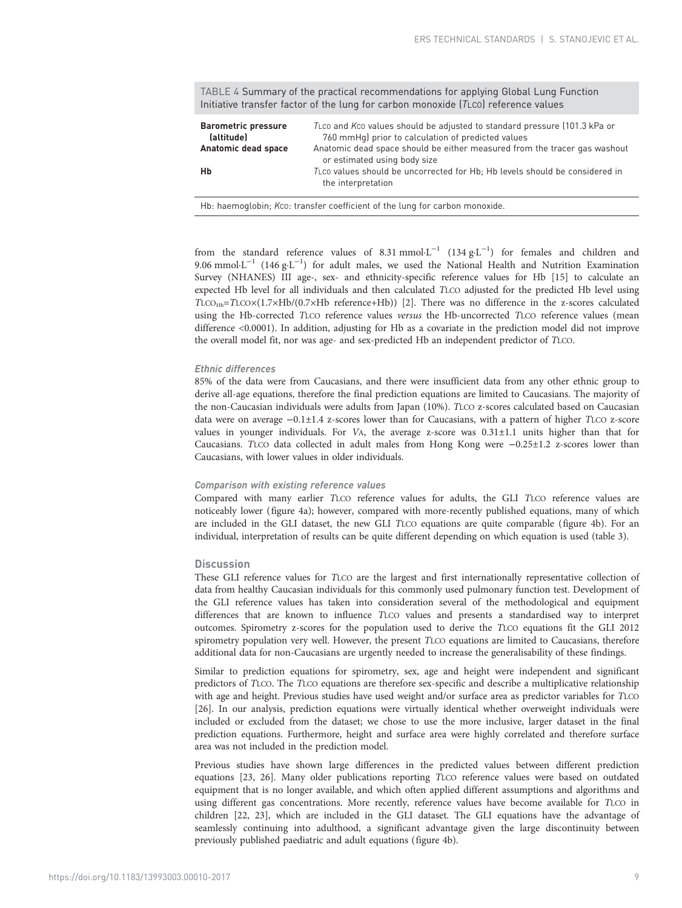TABLE 4 Summary of the practical recommendations for applying Global Lung Function Initiative transfer factor of the lung for carbon monoxide ($T_{LCO}$) reference values

| | |
|---|---|
| **Barometric pressure (altitude)** | $T_{LCO}$ and $K_{CO}$ values should be adjusted to standard pressure (101.3 kPa or 760 mmHg) prior to calculation of predicted values |
| **Anatomic dead space** | Anatomic dead space should be either measured from the tracer gas washout or estimated using body size |
| **Hb** | $T_{LCO}$ values should be uncorrected for Hb; Hb levels should be considered in the interpretation |

Hb: haemoglobin; $K_{CO}$: transfer coefficient of the lung for carbon monoxide.

from the standard reference values of 8.31 $mmol \cdot L^{-1}$ (134 $g \cdot L^{-1}$) for females and children and 9.06 $mmol \cdot L^{-1}$ (146 $g \cdot L^{-1}$) for adult males, we used the National Health and Nutrition Examination Survey (NHANES) III age-, sex- and ethnicity-specific reference values for Hb [15] to calculate an expected Hb level for all individuals and then calculated $T_{LCO}$ adjusted for the predicted Hb level using $T_{LCO_{Hb}} = T_{LCO} \times (1.7 \times Hb / (0.7 \times Hb\ reference + Hb))$ [2]. There was no difference in the z-scores calculated using the Hb-corrected $T_{LCO}$ reference values *versus* the Hb-uncorrected $T_{LCO}$ reference values (mean difference <0.0001). In addition, adjusting for Hb as a covariate in the prediction model did not improve the overall model fit, nor was age- and sex-predicted Hb an independent predictor of $T_{LCO}$.

#### *Ethnic differences*

85% of the data were from Caucasians, and there were insufficient data from any other ethnic group to derive all-age equations, therefore the final prediction equations are limited to Caucasians. The majority of the non-Caucasian individuals were adults from Japan (10%). $T_{LCO}$ z-scores calculated based on Caucasian data were on average −0.1±1.4 z-scores lower than for Caucasians, with a pattern of higher $T_{LCO}$ z-score values in younger individuals. For $V_A$, the average z-score was 0.31±1.1 units higher than that for Caucasians. $T_{LCO}$ data collected in adult males from Hong Kong were −0.25±1.2 z-scores lower than Caucasians, with lower values in older individuals.

#### *Comparison with existing reference values*

Compared with many earlier $T_{LCO}$ reference values for adults, the GLI $T_{LCO}$ reference values are noticeably lower (figure 4a); however, compared with more-recently published equations, many of which are included in the GLI dataset, the new GLI $T_{LCO}$ equations are quite comparable (figure 4b). For an individual, interpretation of results can be quite different depending on which equation is used (table 3).

## Discussion

These GLI reference values for $T_{LCO}$ are the largest and first internationally representative collection of data from healthy Caucasian individuals for this commonly used pulmonary function test. Development of the GLI reference values has taken into consideration several of the methodological and equipment differences that are known to influence $T_{LCO}$ values and presents a standardised way to interpret outcomes. Spirometry z-scores for the population used to derive the $T_{LCO}$ equations fit the GLI 2012 spirometry population very well. However, the present $T_{LCO}$ equations are limited to Caucasians, therefore additional data for non-Caucasians are urgently needed to increase the generalisability of these findings.

Similar to prediction equations for spirometry, sex, age and height were independent and significant predictors of $T_{LCO}$. The $T_{LCO}$ equations are therefore sex-specific and describe a multiplicative relationship with age and height. Previous studies have used weight and/or surface area as predictor variables for $T_{LCO}$ [26]. In our analysis, prediction equations were virtually identical whether overweight individuals were included or excluded from the dataset; we chose to use the more inclusive, larger dataset in the final prediction equations. Furthermore, height and surface area were highly correlated and therefore surface area was not included in the prediction model.

Previous studies have shown large differences in the predicted values between different prediction equations [23, 26]. Many older publications reporting $T_{LCO}$ reference values were based on outdated equipment that is no longer available, and which often applied different assumptions and algorithms and using different gas concentrations. More recently, reference values have become available for $T_{LCO}$ in children [22, 23], which are included in the GLI dataset. The GLI equations have the advantage of seamlessly continuing into adulthood, a significant advantage given the large discontinuity between previously published paediatric and adult equations (figure 4b).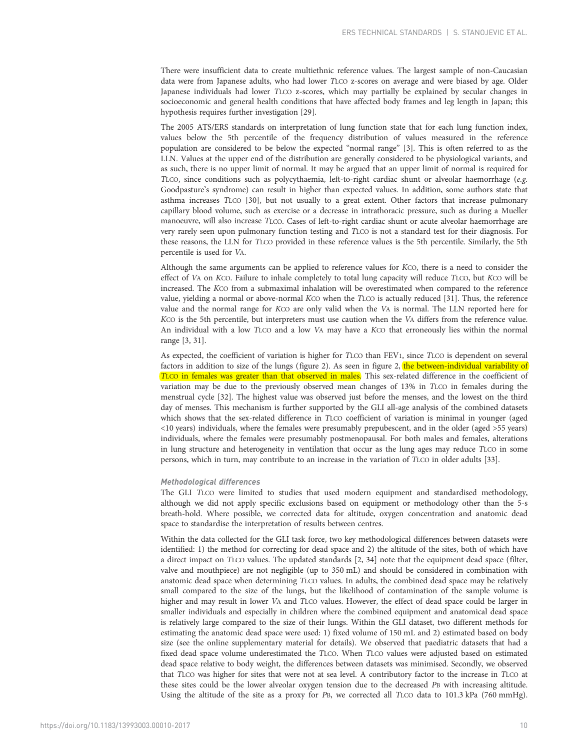There were insufficient data to create multiethnic reference values. The largest sample of non-Caucasian data were from Japanese adults, who had lower *T*LCO z-scores on average and were biased by age. Older Japanese individuals had lower *T*LCO z-scores, which may partially be explained by secular changes in socioeconomic and general health conditions that have affected body frames and leg length in Japan; this hypothesis requires further investigation [29].

The 2005 ATS/ERS standards on interpretation of lung function state that for each lung function index, values below the 5th percentile of the frequency distribution of values measured in the reference population are considered to be below the expected "normal range" [3]. This is often referred to as the LLN. Values at the upper end of the distribution are generally considered to be physiological variants, and as such, there is no upper limit of normal. It may be argued that an upper limit of normal is required for *T*LCO, since conditions such as polycythaemia, left-to-right cardiac shunt or alveolar haemorrhage (*e.g.* Goodpasture's syndrome) can result in higher than expected values. In addition, some authors state that asthma increases *T*LCO [30], but not usually to a great extent. Other factors that increase pulmonary capillary blood volume, such as exercise or a decrease in intrathoracic pressure, such as during a Mueller manoeuvre, will also increase *T*LCO. Cases of left-to-right cardiac shunt or acute alveolar haemorrhage are very rarely seen upon pulmonary function testing and *T*LCO is not a standard test for their diagnosis. For these reasons, the LLN for *T*LCO provided in these reference values is the 5th percentile. Similarly, the 5th percentile is used for *V*A.

Although the same arguments can be applied to reference values for *K*CO, there is a need to consider the effect of *V*A on *K*CO. Failure to inhale completely to total lung capacity will reduce *T*LCO, but *K*CO will be increased. The *K*CO from a submaximal inhalation will be overestimated when compared to the reference value, yielding a normal or above-normal *K*CO when the *T*LCO is actually reduced [31]. Thus, the reference value and the normal range for *K*CO are only valid when the *V*A is normal. The LLN reported here for *K*CO is the 5th percentile, but interpreters must use caution when the *V*A differs from the reference value. An individual with a low *T*LCO and a low *V*A may have a *K*CO that erroneously lies within the normal range [3, 31].

As expected, the coefficient of variation is higher for *T*LCO than FEV1, since *T*LCO is dependent on several factors in addition to size of the lungs (figure 2). As seen in figure 2, the between-individual variability of *T*LCO in females was greater than that observed in males. This sex-related difference in the coefficient of variation may be due to the previously observed mean changes of 13% in *T*LCO in females during the menstrual cycle [32]. The highest value was observed just before the menses, and the lowest on the third day of menses. This mechanism is further supported by the GLI all-age analysis of the combined datasets which shows that the sex-related difference in *T*LCO coefficient of variation is minimal in younger (aged <10 years) individuals, where the females were presumably prepubescent, and in the older (aged >55 years) individuals, where the females were presumably postmenopausal. For both males and females, alterations in lung structure and heterogeneity in ventilation that occur as the lung ages may reduce *T*LCO in some persons, which in turn, may contribute to an increase in the variation of *T*LCO in older adults [33].

### Methodological differences

The GLI *T*LCO were limited to studies that used modern equipment and standardised methodology, although we did not apply specific exclusions based on equipment or methodology other than the 5-s breath-hold. Where possible, we corrected data for altitude, oxygen concentration and anatomic dead space to standardise the interpretation of results between centres.

Within the data collected for the GLI task force, two key methodological differences between datasets were identified: 1) the method for correcting for dead space and 2) the altitude of the sites, both of which have a direct impact on *T*LCO values. The updated standards [2, 34] note that the equipment dead space (filter, valve and mouthpiece) are not negligible (up to 350 mL) and should be considered in combination with anatomic dead space when determining *T*LCO values. In adults, the combined dead space may be relatively small compared to the size of the lungs, but the likelihood of contamination of the sample volume is higher and may result in lower *V*A and *T*LCO values. However, the effect of dead space could be larger in smaller individuals and especially in children where the combined equipment and anatomical dead space is relatively large compared to the size of their lungs. Within the GLI dataset, two different methods for estimating the anatomic dead space were used: 1) fixed volume of 150 mL and 2) estimated based on body size (see the online supplementary material for details). We observed that paediatric datasets that had a fixed dead space volume underestimated the *T*LCO. When *T*LCO values were adjusted based on estimated dead space relative to body weight, the differences between datasets was minimised. Secondly, we observed that *T*LCO was higher for sites that were not at sea level. A contributory factor to the increase in *T*LCO at these sites could be the lower alveolar oxygen tension due to the decreased *P*B with increasing altitude. Using the altitude of the site as a proxy for *P*B, we corrected all *T*LCO data to 101.3 kPa (760 mmHg).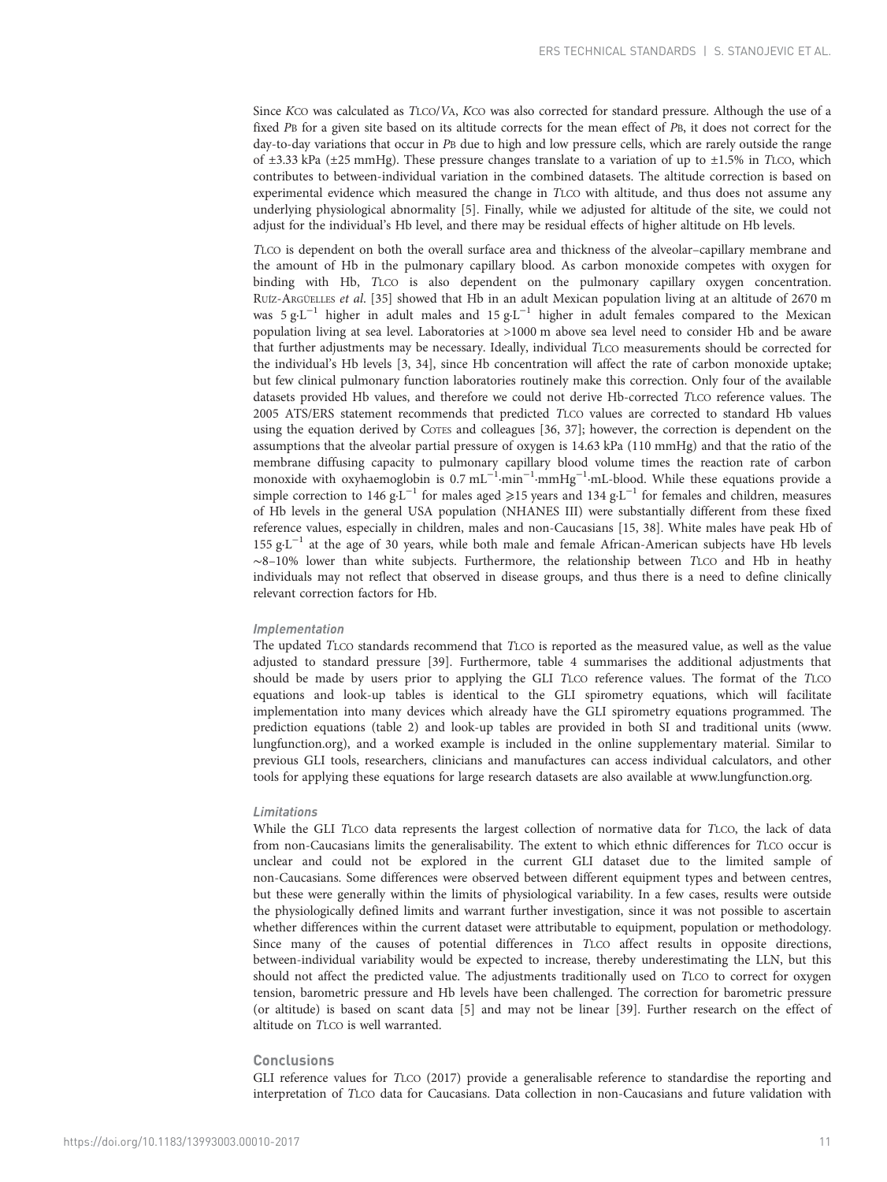Since $K_{CO}$ was calculated as $T_{LCO}/V_A$, $K_{CO}$ was also corrected for standard pressure. Although the use of a fixed $P_B$ for a given site based on its altitude corrects for the mean effect of $P_B$, it does not correct for the day-to-day variations that occur in $P_B$ due to high and low pressure cells, which are rarely outside the range of ±3.33 kPa (±25 mmHg). These pressure changes translate to a variation of up to ±1.5% in $T_{LCO}$, which contributes to between-individual variation in the combined datasets. The altitude correction is based on experimental evidence which measured the change in $T_{LCO}$ with altitude, and thus does not assume any underlying physiological abnormality [5]. Finally, while we adjusted for altitude of the site, we could not adjust for the individual's Hb level, and there may be residual effects of higher altitude on Hb levels.

$T_{LCO}$ is dependent on both the overall surface area and thickness of the alveolar–capillary membrane and the amount of Hb in the pulmonary capillary blood. As carbon monoxide competes with oxygen for binding with Hb, $T_{LCO}$ is also dependent on the pulmonary capillary oxygen concentration. Ruíz-Argüelles *et al.* [35] showed that Hb in an adult Mexican population living at an altitude of 2670 m was $5\ g{\cdot}L^{-1}$ higher in adult males and $15\ g{\cdot}L^{-1}$ higher in adult females compared to the Mexican population living at sea level. Laboratories at >1000 m above sea level need to consider Hb and be aware that further adjustments may be necessary. Ideally, individual $T_{LCO}$ measurements should be corrected for the individual's Hb levels [3, 34], since Hb concentration will affect the rate of carbon monoxide uptake; but few clinical pulmonary function laboratories routinely make this correction. Only four of the available datasets provided Hb values, and therefore we could not derive Hb-corrected $T_{LCO}$ reference values. The 2005 ATS/ERS statement recommends that predicted $T_{LCO}$ values are corrected to standard Hb values using the equation derived by Cotes and colleagues [36, 37]; however, the correction is dependent on the assumptions that the alveolar partial pressure of oxygen is 14.63 kPa (110 mmHg) and that the ratio of the membrane diffusing capacity to pulmonary capillary blood volume times the reaction rate of carbon monoxide with oxyhaemoglobin is $0.7\ mL^{-1}{\cdot}min^{-1}{\cdot}mmHg^{-1}{\cdot}$mL-blood. While these equations provide a simple correction to $146\ g{\cdot}L^{-1}$ for males aged ≥15 years and $134\ g{\cdot}L^{-1}$ for females and children, measures of Hb levels in the general USA population (NHANES III) were substantially different from these fixed reference values, especially in children, males and non-Caucasians [15, 38]. White males have peak Hb of $155\ g{\cdot}L^{-1}$ at the age of 30 years, while both male and female African-American subjects have Hb levels ∼8–10% lower than white subjects. Furthermore, the relationship between $T_{LCO}$ and Hb in heathy individuals may not reflect that observed in disease groups, and thus there is a need to define clinically relevant correction factors for Hb.

#### Implementation

The updated $T_{LCO}$ standards recommend that $T_{LCO}$ is reported as the measured value, as well as the value adjusted to standard pressure [39]. Furthermore, table 4 summarises the additional adjustments that should be made by users prior to applying the GLI $T_{LCO}$ reference values. The format of the $T_{LCO}$ equations and look-up tables is identical to the GLI spirometry equations, which will facilitate implementation into many devices which already have the GLI spirometry equations programmed. The prediction equations (table 2) and look-up tables are provided in both SI and traditional units (www.lungfunction.org), and a worked example is included in the online supplementary material. Similar to previous GLI tools, researchers, clinicians and manufactures can access individual calculators, and other tools for applying these equations for large research datasets are also available at www.lungfunction.org.

#### Limitations

While the GLI $T_{LCO}$ data represents the largest collection of normative data for $T_{LCO}$, the lack of data from non-Caucasians limits the generalisability. The extent to which ethnic differences for $T_{LCO}$ occur is unclear and could not be explored in the current GLI dataset due to the limited sample of non-Caucasians. Some differences were observed between different equipment types and between centres, but these were generally within the limits of physiological variability. In a few cases, results were outside the physiologically defined limits and warrant further investigation, since it was not possible to ascertain whether differences within the current dataset were attributable to equipment, population or methodology. Since many of the causes of potential differences in $T_{LCO}$ affect results in opposite directions, between-individual variability would be expected to increase, thereby underestimating the LLN, but this should not affect the predicted value. The adjustments traditionally used on $T_{LCO}$ to correct for oxygen tension, barometric pressure and Hb levels have been challenged. The correction for barometric pressure (or altitude) is based on scant data [5] and may not be linear [39]. Further research on the effect of altitude on $T_{LCO}$ is well warranted.

### Conclusions

GLI reference values for $T_{LCO}$ (2017) provide a generalisable reference to standardise the reporting and interpretation of $T_{LCO}$ data for Caucasians. Data collection in non-Caucasians and future validation with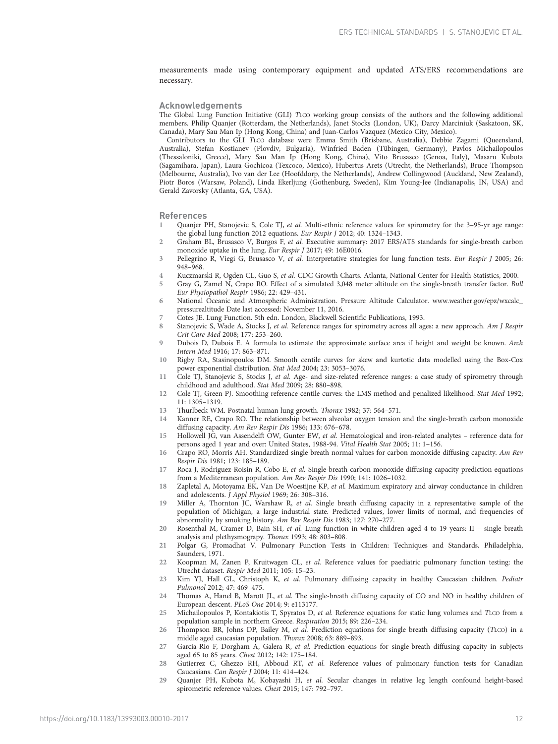measurements made using contemporary equipment and updated ATS/ERS recommendations are necessary.

## Acknowledgements

The Global Lung Function Initiative (GLI) *T*LCO working group consists of the authors and the following additional members. Philip Quanjer (Rotterdam, the Netherlands), Janet Stocks (London, UK), Darcy Marciniuk (Saskatoon, SK, Canada), Mary Sau Man Ip (Hong Kong, China) and Juan-Carlos Vazquez (Mexico City, Mexico).

Contributors to the GLI *T*LCO database were Emma Smith (Brisbane, Australia), Debbie Zagami (Queensland, Australia), Stefan Kostianev (Plovdiv, Bulgaria), Winfried Baden (Tübingen, Germany), Pavlos Michailopoulos (Thessaloniki, Greece), Mary Sau Man Ip (Hong Kong, China), Vito Brusasco (Genoa, Italy), Masaru Kubota (Sagamihara, Japan), Laura Gochicoa (Texcoco, Mexico), Hubertus Arets (Utrecht, the Netherlands), Bruce Thompson (Melbourne, Australia), Ivo van der Lee (Hoofddorp, the Netherlands), Andrew Collingwood (Auckland, New Zealand), Piotr Boros (Warsaw, Poland), Linda Ekerljung (Gothenburg, Sweden), Kim Young-Jee (Indianapolis, IN, USA) and Gerald Zavorsky (Atlanta, GA, USA).

## References

1. Quanjer PH, Stanojevic S, Cole TJ, *et al.* Multi-ethnic reference values for spirometry for the 3–95-yr age range: the global lung function 2012 equations. *Eur Respir J* 2012; 40: 1324–1343.
2. Graham BL, Brusasco V, Burgos F, *et al.* Executive summary: 2017 ERS/ATS standards for single-breath carbon monoxide uptake in the lung. *Eur Respir J* 2017; 49: 16E0016.
3. Pellegrino R, Viegi G, Brusasco V, *et al.* Interpretative strategies for lung function tests. *Eur Respir J* 2005; 26: 948–968.
4. Kuczmarski R, Ogden CL, Guo S, *et al.* CDC Growth Charts. Atlanta, National Center for Health Statistics, 2000.
5. Gray G, Zamel N, Crapo RO. Effect of a simulated 3,048 meter altitude on the single-breath transfer factor. *Bull Eur Physiopathol Respir* 1986; 22: 429–431.
6. National Oceanic and Atmospheric Administration. Pressure Altitude Calculator. www.weather.gov/epz/wxcalc_pressurealtitude Date last accessed: November 11, 2016.
7. Cotes JE. Lung Function. 5th edn. London, Blackwell Scientific Publications, 1993.
8. Stanojevic S, Wade A, Stocks J, *et al.* Reference ranges for spirometry across all ages: a new approach. *Am J Respir Crit Care Med* 2008; 177: 253–260.
9. Dubois D, Dubois E. A formula to estimate the approximate surface area if height and weight be known. *Arch Intern Med* 1916; 17: 863–871.
10. Rigby RA, Stasinopoulos DM. Smooth centile curves for skew and kurtotic data modelled using the Box-Cox power exponential distribution. *Stat Med* 2004; 23: 3053–3076.
11. Cole TJ, Stanojevic S, Stocks J, *et al.* Age- and size-related reference ranges: a case study of spirometry through childhood and adulthood. *Stat Med* 2009; 28: 880–898.
12. Cole TJ, Green PJ. Smoothing reference centile curves: the LMS method and penalized likelihood. *Stat Med* 1992; 11: 1305–1319.
13. Thurlbeck WM. Postnatal human lung growth. *Thorax* 1982; 37: 564–571.
14. Kanner RE, Crapo RO. The relationship between alveolar oxygen tension and the single-breath carbon monoxide diffusing capacity. *Am Rev Respir Dis* 1986; 133: 676–678.
15. Hollowell JG, van Assendelft OW, Gunter EW, *et al.* Hematological and iron-related analytes – reference data for persons aged 1 year and over: United States, 1988-94. *Vital Health Stat* 2005; 11: 1–156.
16. Crapo RO, Morris AH. Standardized single breath normal values for carbon monoxide diffusing capacity. *Am Rev Respir Dis* 1981; 123: 185–189.
17. Roca J, Rodriguez-Roisin R, Cobo E, *et al.* Single-breath carbon monoxide diffusing capacity prediction equations from a Mediterranean population. *Am Rev Respir Dis* 1990; 141: 1026–1032.
18. Zapletal A, Motoyama EK, Van De Woestijne KP, *et al.* Maximum expiratory and airway conductance in children and adolescents. *J Appl Physiol* 1969; 26: 308–316.
19. Miller A, Thornton JC, Warshaw R, *et al.* Single breath diffusing capacity in a representative sample of the population of Michigan, a large industrial state. Predicted values, lower limits of normal, and frequencies of abnormality by smoking history. *Am Rev Respir Dis* 1983; 127: 270–277.
20. Rosenthal M, Cramer D, Bain SH, *et al.* Lung function in white children aged 4 to 19 years: II – single breath analysis and plethysmograpy. *Thorax* 1993; 48: 803–808.
21. Polgar G, Promadhat V. Pulmonary Function Tests in Children: Techniques and Standards. Philadelphia, Saunders, 1971.
22. Koopman M, Zanen P, Kruitwagen CL, *et al.* Reference values for paediatric pulmonary function testing: the Utrecht dataset. *Respir Med* 2011; 105: 15–23.
23. Kim YJ, Hall GL, Christoph K, *et al.* Pulmonary diffusing capacity in healthy Caucasian children. *Pediatr Pulmonol* 2012; 47: 469–475.
24. Thomas A, Hanel B, Marott JL, *et al.* The single-breath diffusing capacity of CO and NO in healthy children of European descent. *PLoS One* 2014; 9: e113177.
25. Michailopoulos P, Kontakiotis T, Spyratos D, *et al.* Reference equations for static lung volumes and *T*LCO from a population sample in northern Greece. *Respiration* 2015; 89: 226–234.
26. Thompson BR, Johns DP, Bailey M, *et al.* Prediction equations for single breath diffusing capacity (*T*LCO) in a middle aged caucasian population. *Thorax* 2008; 63: 889–893.
27. Garcia-Rio F, Dorgham A, Galera R, *et al.* Prediction equations for single-breath diffusing capacity in subjects aged 65 to 85 years. *Chest* 2012; 142: 175–184.
28. Gutierrez C, Ghezzo RH, Abboud RT, *et al.* Reference values of pulmonary function tests for Canadian Caucasians. *Can Respir J* 2004; 11: 414–424.
29. Quanjer PH, Kubota M, Kobayashi H, *et al.* Secular changes in relative leg length confound height-based spirometric reference values. *Chest* 2015; 147: 792–797.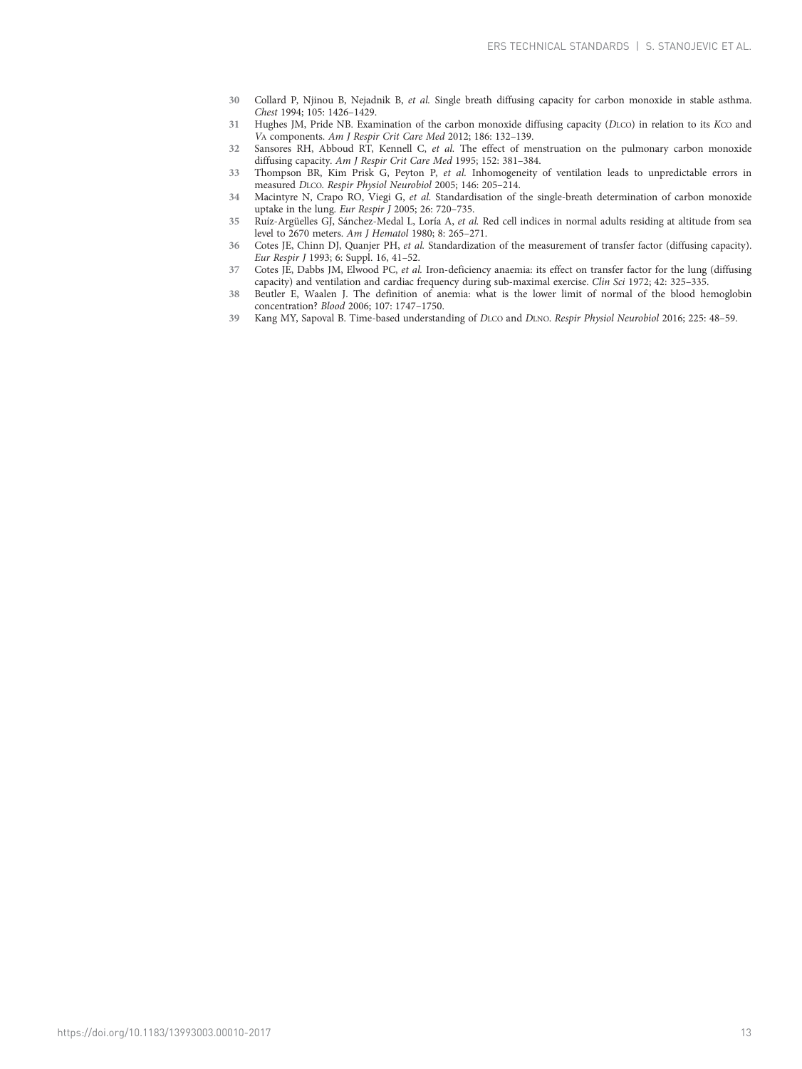30 Collard P, Njinou B, Nejadnik B, *et al.* Single breath diffusing capacity for carbon monoxide in stable asthma. *Chest* 1994; 105: 1426–1429.

31 Hughes JM, Pride NB. Examination of the carbon monoxide diffusing capacity ($D_{LCO}$) in relation to its $K_{CO}$ and $V_A$ components. *Am J Respir Crit Care Med* 2012; 186: 132–139.

32 Sansores RH, Abboud RT, Kennell C, *et al.* The effect of menstruation on the pulmonary carbon monoxide diffusing capacity. *Am J Respir Crit Care Med* 1995; 152: 381–384.

33 Thompson BR, Kim Prisk G, Peyton P, *et al.* Inhomogeneity of ventilation leads to unpredictable errors in measured $D_{LCO}$. *Respir Physiol Neurobiol* 2005; 146: 205–214.

34 Macintyre N, Crapo RO, Viegi G, *et al.* Standardisation of the single-breath determination of carbon monoxide uptake in the lung. *Eur Respir J* 2005; 26: 720–735.

35 Ruíz-Argüelles GJ, Sánchez-Medal L, Loría A, *et al.* Red cell indices in normal adults residing at altitude from sea level to 2670 meters. *Am J Hematol* 1980; 8: 265–271.

36 Cotes JE, Chinn DJ, Quanjer PH, *et al.* Standardization of the measurement of transfer factor (diffusing capacity). *Eur Respir J* 1993; 6: Suppl. 16, 41–52.

37 Cotes JE, Dabbs JM, Elwood PC, *et al.* Iron-deficiency anaemia: its effect on transfer factor for the lung (diffusing capacity) and ventilation and cardiac frequency during sub-maximal exercise. *Clin Sci* 1972; 42: 325–335.

38 Beutler E, Waalen J. The definition of anemia: what is the lower limit of normal of the blood hemoglobin concentration? *Blood* 2006; 107: 1747–1750.

39 Kang MY, Sapoval B. Time-based understanding of $D_{LCO}$ and $D_{LNO}$. *Respir Physiol Neurobiol* 2016; 225: 48–59.